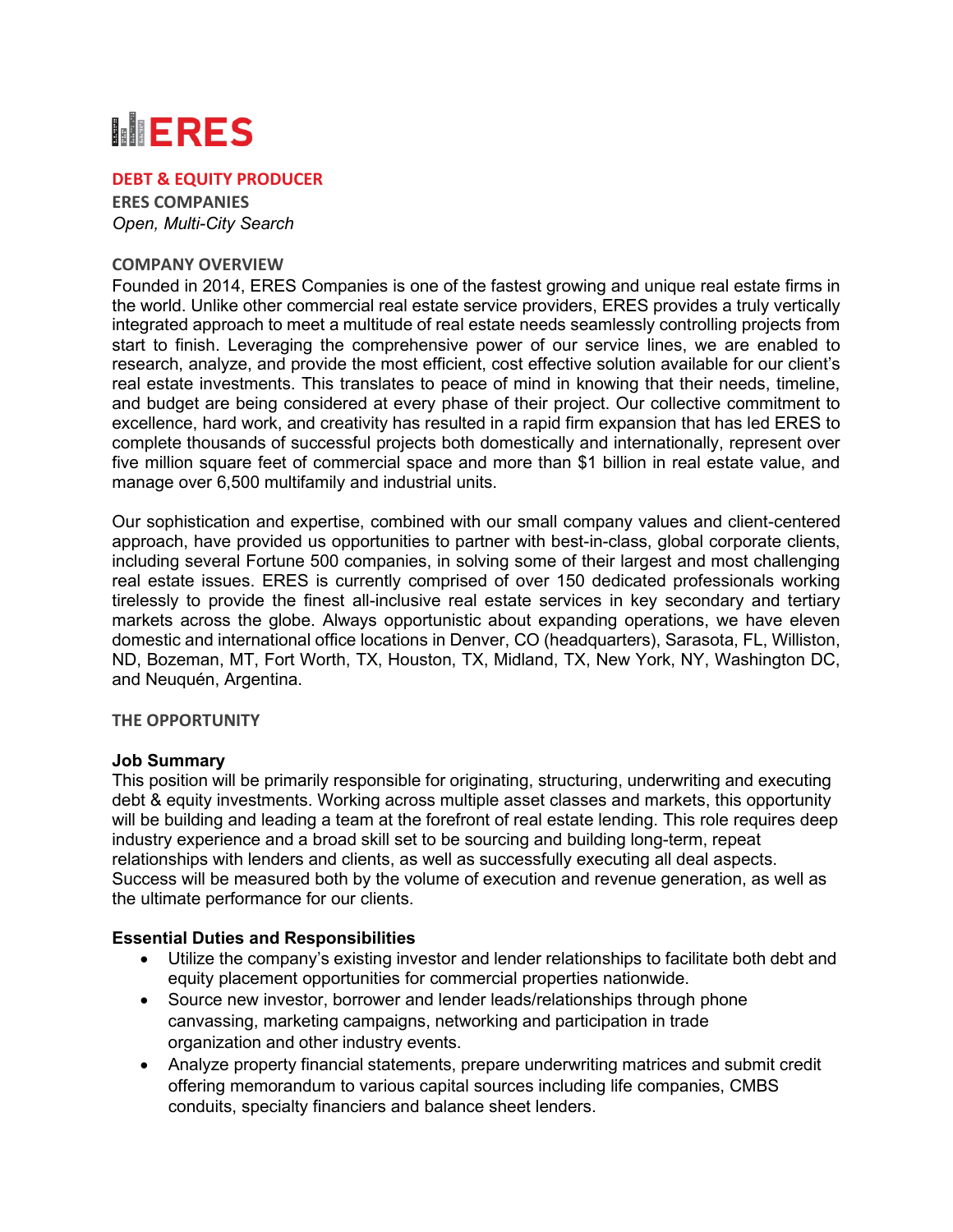# ERES

## DEBT & EQUITY PRODUCER

**ERES COMPANIES**

*Open, Multi-City Search*

### COMPANY OVERVIEW

Founded in 2014, ERES Companies is one of the fastest growing and unique real estate firms in the world. Unlike other commercial real estate service providers, ERES provides a truly vertically integrated approach to meet a multitude of real estate needs seamlessly controlling projects from start to finish. Leveraging the comprehensive power of our service lines, we are enabled to research, analyze, and provide the most efficient, cost effective solution available for our client's real estate investments. This translates to peace of mind in knowing that their needs, timeline, and budget are being considered at every phase of their project. Our collective commitment to excellence, hard work, and creativity has resulted in a rapid firm expansion that has led ERES to complete thousands of successful projects both domestically and internationally, represent over five million square feet of commercial space and more than $1 billion in real estate value, and manage over 6,500 multifamily and industrial units.

Our sophistication and expertise, combined with our small company values and client-centered approach, have provided us opportunities to partner with best-in-class, global corporate clients, including several Fortune 500 companies, in solving some of their largest and most challenging real estate issues. ERES is currently comprised of over 150 dedicated professionals working tirelessly to provide the finest all-inclusive real estate services in key secondary and tertiary markets across the globe. Always opportunistic about expanding operations, we have eleven domestic and international office locations in Denver, CO (headquarters), Sarasota, FL, Williston, ND, Bozeman, MT, Fort Worth, TX, Houston, TX, Midland, TX, New York, NY, Washington DC, and Neuquén, Argentina.

### THE OPPORTUNITY

**Job Summary**

This position will be primarily responsible for originating, structuring, underwriting and executing debt & equity investments. Working across multiple asset classes and markets, this opportunity will be building and leading a team at the forefront of real estate lending. This role requires deep industry experience and a broad skill set to be sourcing and building long-term, repeat relationships with lenders and clients, as well as successfully executing all deal aspects. Success will be measured both by the volume of execution and revenue generation, as well as the ultimate performance for our clients.

**Essential Duties and Responsibilities**

- Utilize the company's existing investor and lender relationships to facilitate both debt and equity placement opportunities for commercial properties nationwide.
- Source new investor, borrower and lender leads/relationships through phone canvassing, marketing campaigns, networking and participation in trade organization and other industry events.
- Analyze property financial statements, prepare underwriting matrices and submit credit offering memorandum to various capital sources including life companies, CMBS conduits, specialty financiers and balance sheet lenders.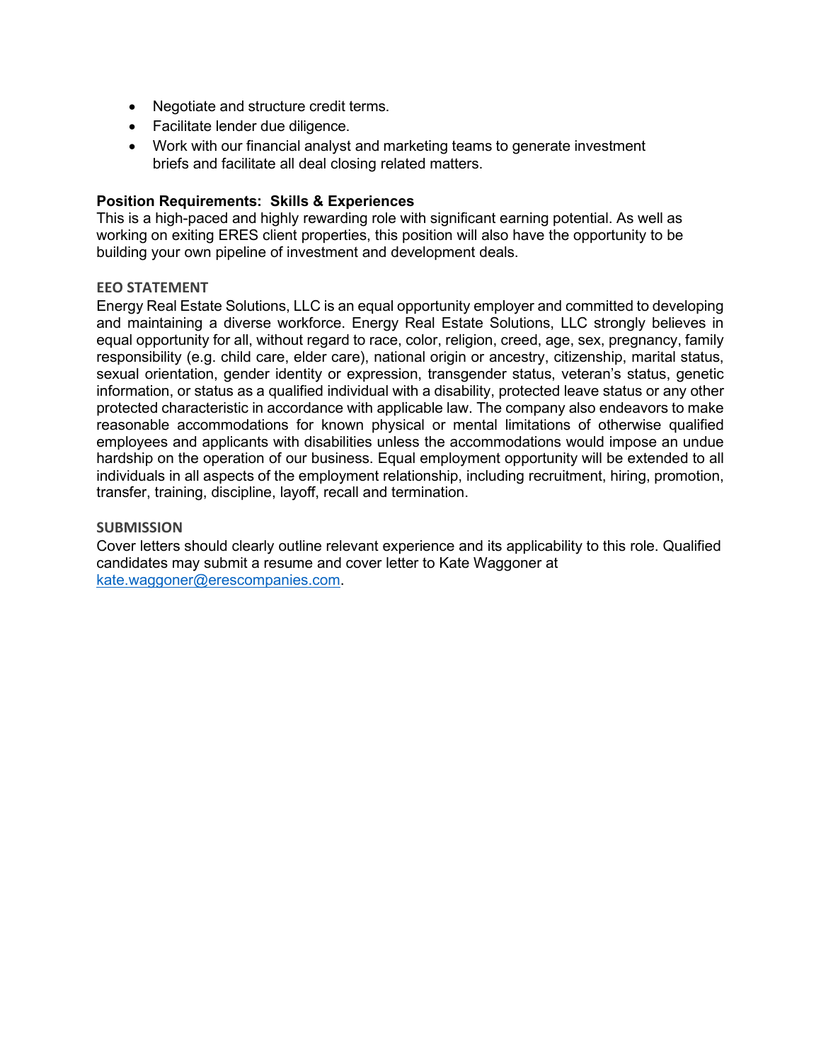- Negotiate and structure credit terms.
- Facilitate lender due diligence.
- Work with our financial analyst and marketing teams to generate investment briefs and facilitate all deal closing related matters.

**Position Requirements: Skills & Experiences**

This is a high-paced and highly rewarding role with significant earning potential. As well as working on exiting ERES client properties, this position will also have the opportunity to be building your own pipeline of investment and development deals.

## EEO STATEMENT

Energy Real Estate Solutions, LLC is an equal opportunity employer and committed to developing and maintaining a diverse workforce. Energy Real Estate Solutions, LLC strongly believes in equal opportunity for all, without regard to race, color, religion, creed, age, sex, pregnancy, family responsibility (e.g. child care, elder care), national origin or ancestry, citizenship, marital status, sexual orientation, gender identity or expression, transgender status, veteran's status, genetic information, or status as a qualified individual with a disability, protected leave status or any other protected characteristic in accordance with applicable law. The company also endeavors to make reasonable accommodations for known physical or mental limitations of otherwise qualified employees and applicants with disabilities unless the accommodations would impose an undue hardship on the operation of our business. Equal employment opportunity will be extended to all individuals in all aspects of the employment relationship, including recruitment, hiring, promotion, transfer, training, discipline, layoff, recall and termination.

## SUBMISSION

Cover letters should clearly outline relevant experience and its applicability to this role. Qualified candidates may submit a resume and cover letter to Kate Waggoner at kate.waggoner@erescompanies.com.